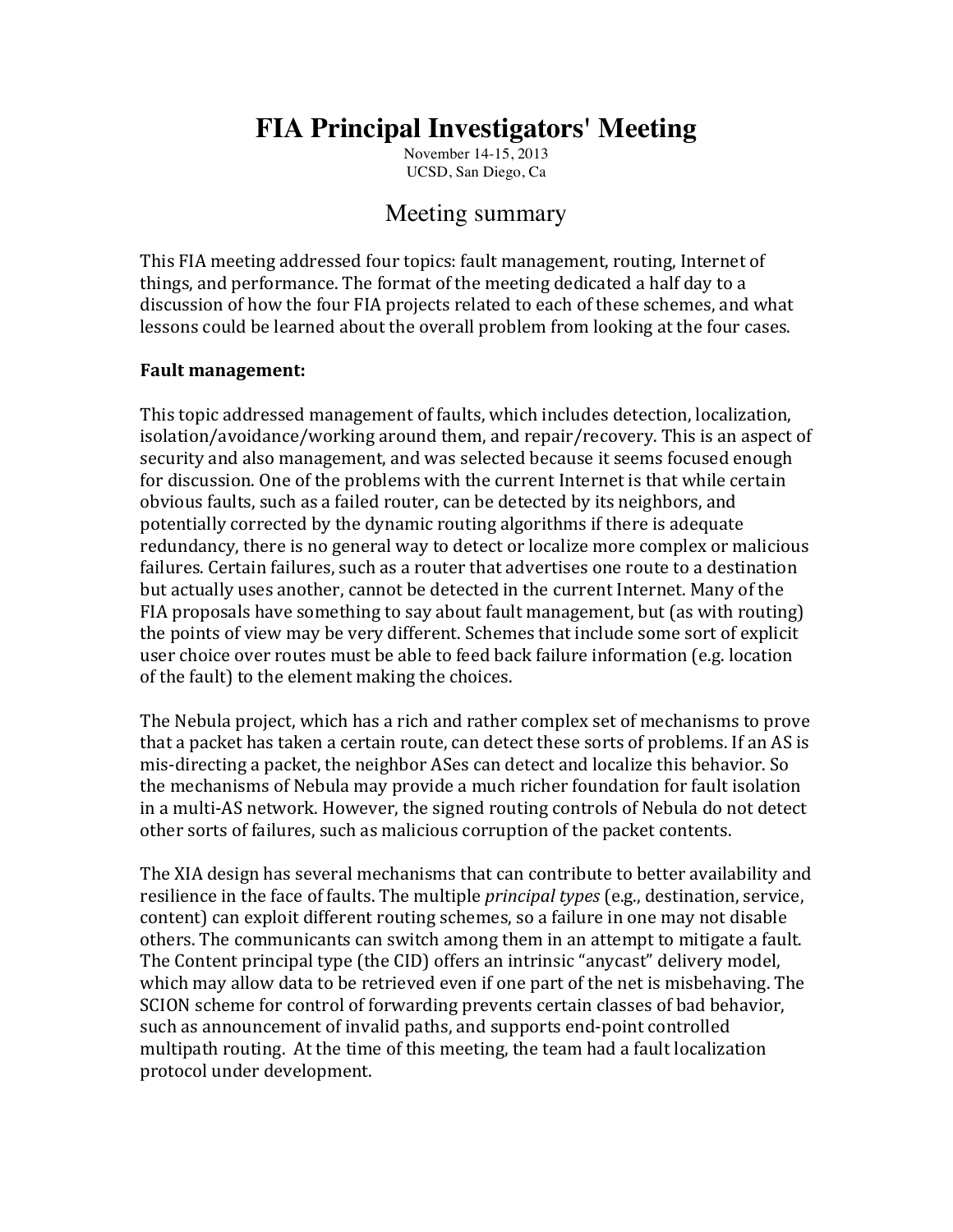# FIA Principal Investigators' Meeting

November 14-15, 2013
UCSD, San Diego, Ca

## Meeting summary

This FIA meeting addressed four topics: fault management, routing, Internet of things, and performance. The format of the meeting dedicated a half day to a discussion of how the four FIA projects related to each of these schemes, and what lessons could be learned about the overall problem from looking at the four cases.

**Fault management:**

This topic addressed management of faults, which includes detection, localization, isolation/avoidance/working around them, and repair/recovery. This is an aspect of security and also management, and was selected because it seems focused enough for discussion. One of the problems with the current Internet is that while certain obvious faults, such as a failed router, can be detected by its neighbors, and potentially corrected by the dynamic routing algorithms if there is adequate redundancy, there is no general way to detect or localize more complex or malicious failures. Certain failures, such as a router that advertises one route to a destination but actually uses another, cannot be detected in the current Internet. Many of the FIA proposals have something to say about fault management, but (as with routing) the points of view may be very different. Schemes that include some sort of explicit user choice over routes must be able to feed back failure information (e.g. location of the fault) to the element making the choices.

The Nebula project, which has a rich and rather complex set of mechanisms to prove that a packet has taken a certain route, can detect these sorts of problems. If an AS is mis-directing a packet, the neighbor ASes can detect and localize this behavior. So the mechanisms of Nebula may provide a much richer foundation for fault isolation in a multi-AS network. However, the signed routing controls of Nebula do not detect other sorts of failures, such as malicious corruption of the packet contents.

The XIA design has several mechanisms that can contribute to better availability and resilience in the face of faults. The multiple *principal types* (e.g., destination, service, content) can exploit different routing schemes, so a failure in one may not disable others. The communicants can switch among them in an attempt to mitigate a fault. The Content principal type (the CID) offers an intrinsic "anycast" delivery model, which may allow data to be retrieved even if one part of the net is misbehaving. The SCION scheme for control of forwarding prevents certain classes of bad behavior, such as announcement of invalid paths, and supports end-point controlled multipath routing. At the time of this meeting, the team had a fault localization protocol under development.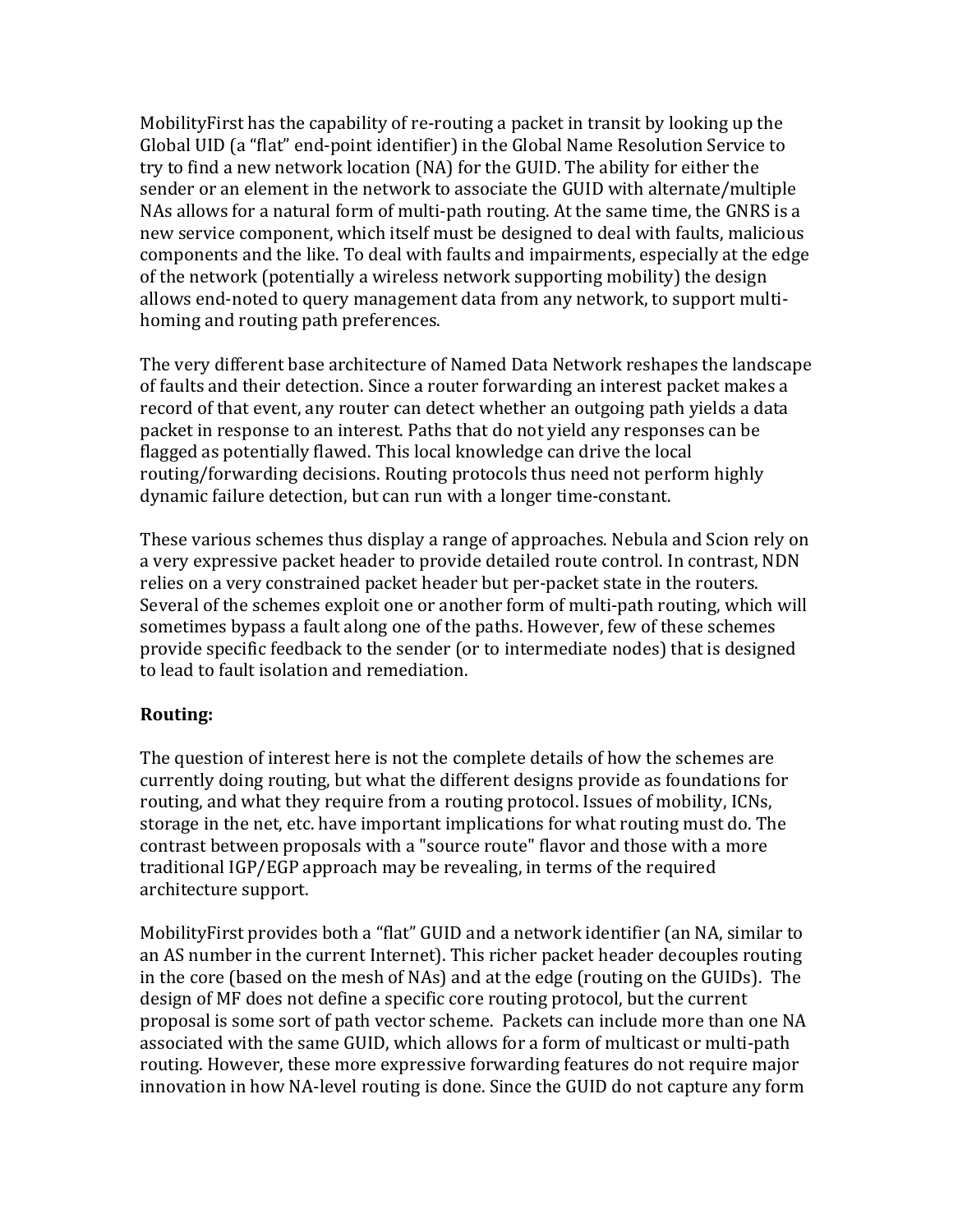MobilityFirst has the capability of re-routing a packet in transit by looking up the Global UID (a "flat" end-point identifier) in the Global Name Resolution Service to try to find a new network location (NA) for the GUID. The ability for either the sender or an element in the network to associate the GUID with alternate/multiple NAs allows for a natural form of multi-path routing. At the same time, the GNRS is a new service component, which itself must be designed to deal with faults, malicious components and the like. To deal with faults and impairments, especially at the edge of the network (potentially a wireless network supporting mobility) the design allows end-noted to query management data from any network, to support multi-homing and routing path preferences.

The very different base architecture of Named Data Network reshapes the landscape of faults and their detection. Since a router forwarding an interest packet makes a record of that event, any router can detect whether an outgoing path yields a data packet in response to an interest. Paths that do not yield any responses can be flagged as potentially flawed. This local knowledge can drive the local routing/forwarding decisions. Routing protocols thus need not perform highly dynamic failure detection, but can run with a longer time-constant.

These various schemes thus display a range of approaches. Nebula and Scion rely on a very expressive packet header to provide detailed route control. In contrast, NDN relies on a very constrained packet header but per-packet state in the routers. Several of the schemes exploit one or another form of multi-path routing, which will sometimes bypass a fault along one of the paths. However, few of these schemes provide specific feedback to the sender (or to intermediate nodes) that is designed to lead to fault isolation and remediation.

**Routing:**

The question of interest here is not the complete details of how the schemes are currently doing routing, but what the different designs provide as foundations for routing, and what they require from a routing protocol. Issues of mobility, ICNs, storage in the net, etc. have important implications for what routing must do. The contrast between proposals with a "source route" flavor and those with a more traditional IGP/EGP approach may be revealing, in terms of the required architecture support.

MobilityFirst provides both a "flat" GUID and a network identifier (an NA, similar to an AS number in the current Internet). This richer packet header decouples routing in the core (based on the mesh of NAs) and at the edge (routing on the GUIDs). The design of MF does not define a specific core routing protocol, but the current proposal is some sort of path vector scheme. Packets can include more than one NA associated with the same GUID, which allows for a form of multicast or multi-path routing. However, these more expressive forwarding features do not require major innovation in how NA-level routing is done. Since the GUID do not capture any form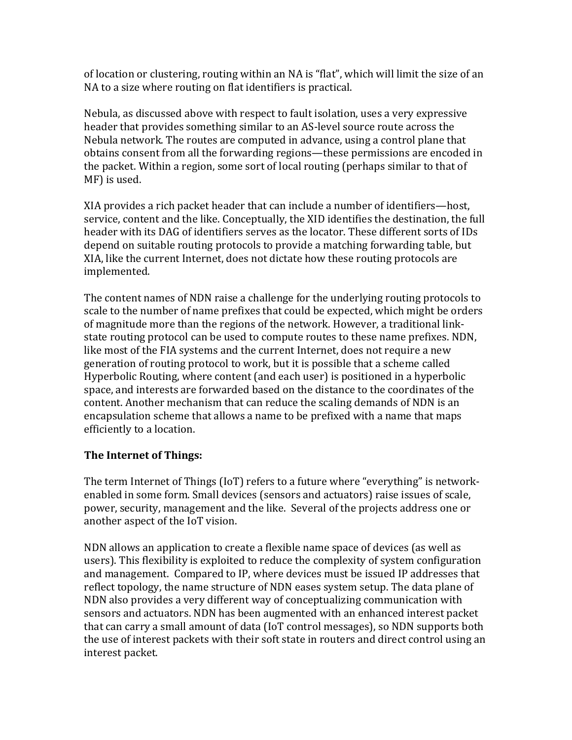of location or clustering, routing within an NA is "flat", which will limit the size of an NA to a size where routing on flat identifiers is practical.

Nebula, as discussed above with respect to fault isolation, uses a very expressive header that provides something similar to an AS-level source route across the Nebula network. The routes are computed in advance, using a control plane that obtains consent from all the forwarding regions—these permissions are encoded in the packet. Within a region, some sort of local routing (perhaps similar to that of MF) is used.

XIA provides a rich packet header that can include a number of identifiers—host, service, content and the like. Conceptually, the XID identifies the destination, the full header with its DAG of identifiers serves as the locator. These different sorts of IDs depend on suitable routing protocols to provide a matching forwarding table, but XIA, like the current Internet, does not dictate how these routing protocols are implemented.

The content names of NDN raise a challenge for the underlying routing protocols to scale to the number of name prefixes that could be expected, which might be orders of magnitude more than the regions of the network. However, a traditional link-state routing protocol can be used to compute routes to these name prefixes. NDN, like most of the FIA systems and the current Internet, does not require a new generation of routing protocol to work, but it is possible that a scheme called Hyperbolic Routing, where content (and each user) is positioned in a hyperbolic space, and interests are forwarded based on the distance to the coordinates of the content. Another mechanism that can reduce the scaling demands of NDN is an encapsulation scheme that allows a name to be prefixed with a name that maps efficiently to a location.

**The Internet of Things:**

The term Internet of Things (IoT) refers to a future where "everything" is network-enabled in some form. Small devices (sensors and actuators) raise issues of scale, power, security, management and the like. Several of the projects address one or another aspect of the IoT vision.

NDN allows an application to create a flexible name space of devices (as well as users). This flexibility is exploited to reduce the complexity of system configuration and management. Compared to IP, where devices must be issued IP addresses that reflect topology, the name structure of NDN eases system setup. The data plane of NDN also provides a very different way of conceptualizing communication with sensors and actuators. NDN has been augmented with an enhanced interest packet that can carry a small amount of data (IoT control messages), so NDN supports both the use of interest packets with their soft state in routers and direct control using an interest packet.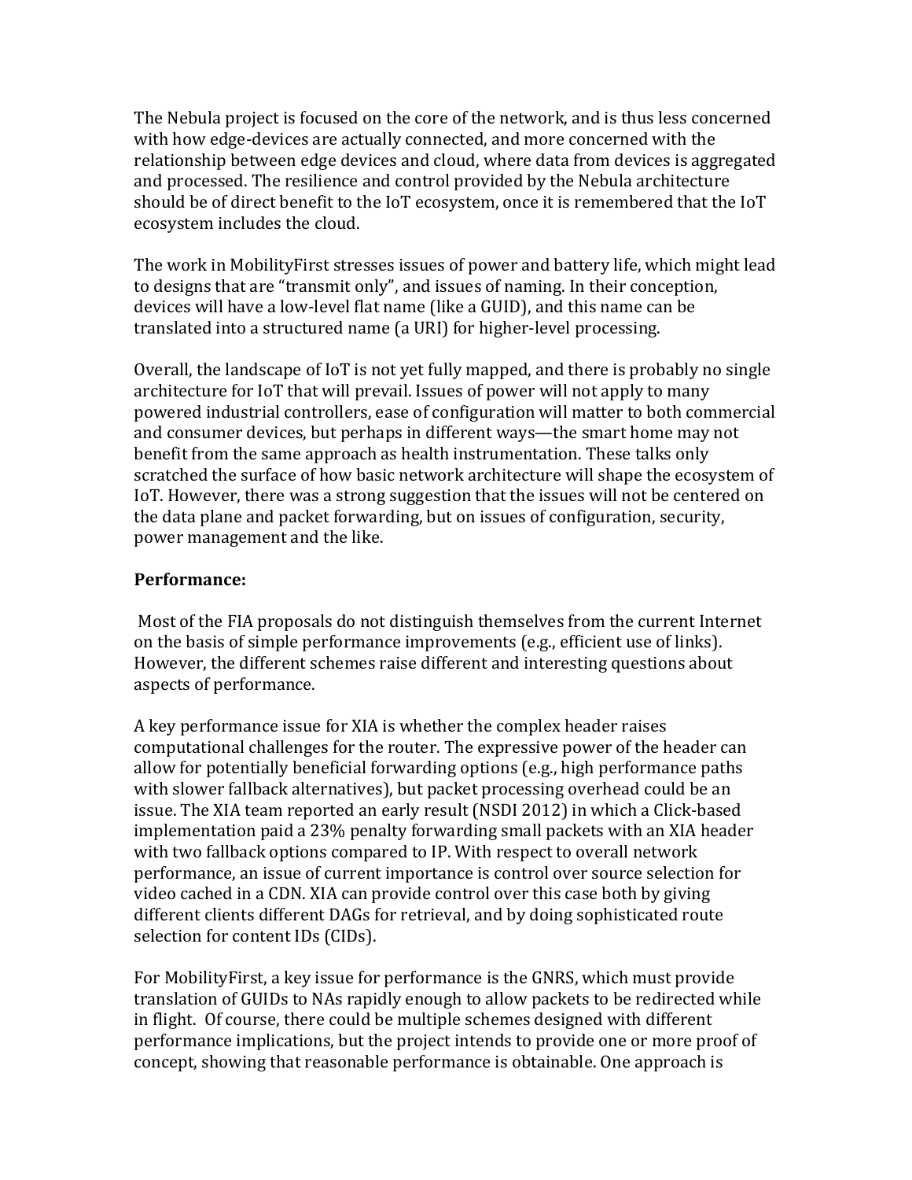The Nebula project is focused on the core of the network, and is thus less concerned with how edge-devices are actually connected, and more concerned with the relationship between edge devices and cloud, where data from devices is aggregated and processed. The resilience and control provided by the Nebula architecture should be of direct benefit to the IoT ecosystem, once it is remembered that the IoT ecosystem includes the cloud.

The work in MobilityFirst stresses issues of power and battery life, which might lead to designs that are "transmit only", and issues of naming. In their conception, devices will have a low-level flat name (like a GUID), and this name can be translated into a structured name (a URI) for higher-level processing.

Overall, the landscape of IoT is not yet fully mapped, and there is probably no single architecture for IoT that will prevail. Issues of power will not apply to many powered industrial controllers, ease of configuration will matter to both commercial and consumer devices, but perhaps in different ways—the smart home may not benefit from the same approach as health instrumentation. These talks only scratched the surface of how basic network architecture will shape the ecosystem of IoT. However, there was a strong suggestion that the issues will not be centered on the data plane and packet forwarding, but on issues of configuration, security, power management and the like.

**Performance:**

Most of the FIA proposals do not distinguish themselves from the current Internet on the basis of simple performance improvements (e.g., efficient use of links). However, the different schemes raise different and interesting questions about aspects of performance.

A key performance issue for XIA is whether the complex header raises computational challenges for the router. The expressive power of the header can allow for potentially beneficial forwarding options (e.g., high performance paths with slower fallback alternatives), but packet processing overhead could be an issue. The XIA team reported an early result (NSDI 2012) in which a Click-based implementation paid a 23% penalty forwarding small packets with an XIA header with two fallback options compared to IP. With respect to overall network performance, an issue of current importance is control over source selection for video cached in a CDN. XIA can provide control over this case both by giving different clients different DAGs for retrieval, and by doing sophisticated route selection for content IDs (CIDs).

For MobilityFirst, a key issue for performance is the GNRS, which must provide translation of GUIDs to NAs rapidly enough to allow packets to be redirected while in flight. Of course, there could be multiple schemes designed with different performance implications, but the project intends to provide one or more proof of concept, showing that reasonable performance is obtainable. One approach is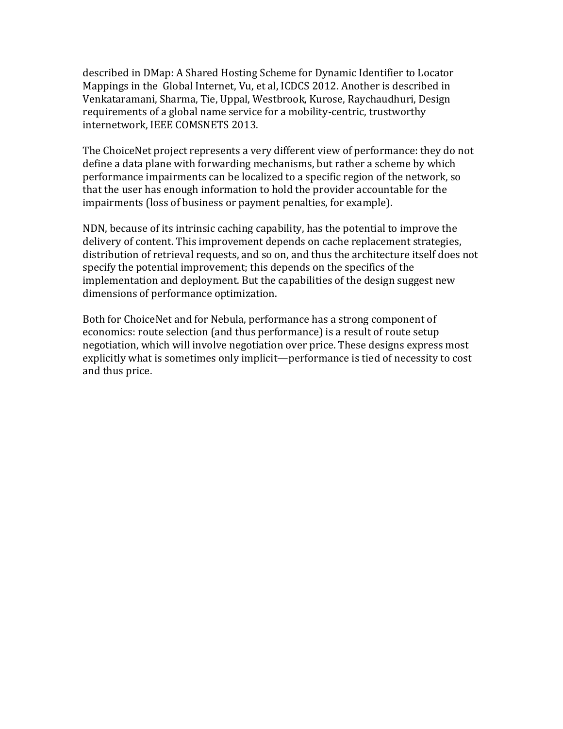described in DMap: A Shared Hosting Scheme for Dynamic Identifier to Locator Mappings in the Global Internet, Vu, et al, ICDCS 2012. Another is described in Venkataramani, Sharma, Tie, Uppal, Westbrook, Kurose, Raychaudhuri, Design requirements of a global name service for a mobility-centric, trustworthy internetwork, IEEE COMSNETS 2013.

The ChoiceNet project represents a very different view of performance: they do not define a data plane with forwarding mechanisms, but rather a scheme by which performance impairments can be localized to a specific region of the network, so that the user has enough information to hold the provider accountable for the impairments (loss of business or payment penalties, for example).

NDN, because of its intrinsic caching capability, has the potential to improve the delivery of content. This improvement depends on cache replacement strategies, distribution of retrieval requests, and so on, and thus the architecture itself does not specify the potential improvement; this depends on the specifics of the implementation and deployment. But the capabilities of the design suggest new dimensions of performance optimization.

Both for ChoiceNet and for Nebula, performance has a strong component of economics: route selection (and thus performance) is a result of route setup negotiation, which will involve negotiation over price. These designs express most explicitly what is sometimes only implicit—performance is tied of necessity to cost and thus price.